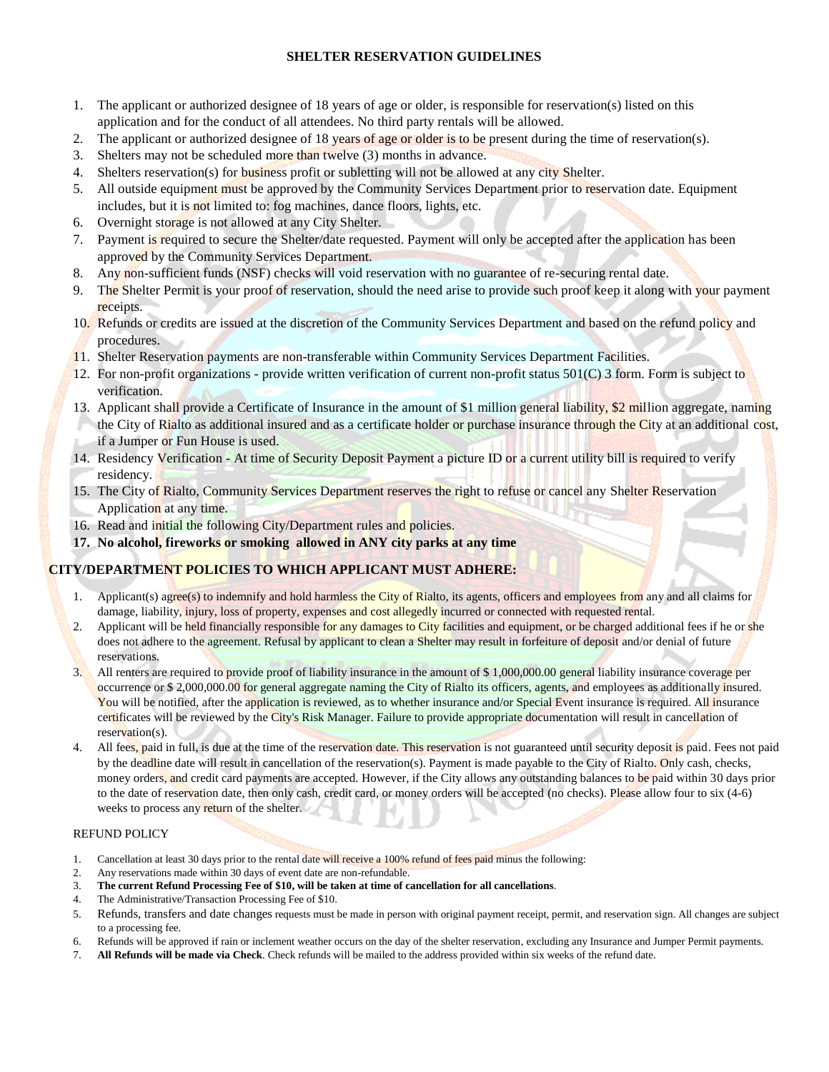# SHELTER RESERVATION GUIDELINES

1. The applicant or authorized designee of 18 years of age or older, is responsible for reservation(s) listed on this application and for the conduct of all attendees. No third party rentals will be allowed.
2. The applicant or authorized designee of 18 years of age or older is to be present during the time of reservation(s).
3. Shelters may not be scheduled more than twelve (3) months in advance.
4. Shelters reservation(s) for business profit or subletting will not be allowed at any city Shelter.
5. All outside equipment must be approved by the Community Services Department prior to reservation date. Equipment includes, but it is not limited to: fog machines, dance floors, lights, etc.
6. Overnight storage is not allowed at any City Shelter.
7. Payment is required to secure the Shelter/date requested. Payment will only be accepted after the application has been approved by the Community Services Department.
8. Any non-sufficient funds (NSF) checks will void reservation with no guarantee of re-securing rental date.
9. The Shelter Permit is your proof of reservation, should the need arise to provide such proof keep it along with your payment receipts.
10. Refunds or credits are issued at the discretion of the Community Services Department and based on the refund policy and procedures.
11. Shelter Reservation payments are non-transferable within Community Services Department Facilities.
12. For non-profit organizations - provide written verification of current non-profit status 501(C) 3 form. Form is subject to verification.
13. Applicant shall provide a Certificate of Insurance in the amount of $1 million general liability, $2 million aggregate, naming the City of Rialto as additional insured and as a certificate holder or purchase insurance through the City at an additional cost, if a Jumper or Fun House is used.
14. Residency Verification - At time of Security Deposit Payment a picture ID or a current utility bill is required to verify residency.
15. The City of Rialto, Community Services Department reserves the right to refuse or cancel any Shelter Reservation Application at any time.
16. Read and initial the following City/Department rules and policies.
17. **No alcohol, fireworks or smoking allowed in ANY city parks at any time**

## CITY/DEPARTMENT POLICIES TO WHICH APPLICANT MUST ADHERE:

1. Applicant(s) agree(s) to indemnify and hold harmless the City of Rialto, its agents, officers and employees from any and all claims for damage, liability, injury, loss of property, expenses and cost allegedly incurred or connected with requested rental.
2. Applicant will be held financially responsible for any damages to City facilities and equipment, or be charged additional fees if he or she does not adhere to the agreement. Refusal by applicant to clean a Shelter may result in forfeiture of deposit and/or denial of future reservations.
3. All renters are required to provide proof of liability insurance in the amount of $ 1,000,000.00 general liability insurance coverage per occurrence or $ 2,000,000.00 for general aggregate naming the City of Rialto its officers, agents, and employees as additionally insured. You will be notified, after the application is reviewed, as to whether insurance and/or Special Event insurance is required. All insurance certificates will be reviewed by the City's Risk Manager. Failure to provide appropriate documentation will result in cancellation of reservation(s).
4. All fees, paid in full, is due at the time of the reservation date. This reservation is not guaranteed until security deposit is paid. Fees not paid by the deadline date will result in cancellation of the reservation(s). Payment is made payable to the City of Rialto. Only cash, checks, money orders, and credit card payments are accepted. However, if the City allows any outstanding balances to be paid within 30 days prior to the date of reservation date, then only cash, credit card, or money orders will be accepted (no checks). Please allow four to six (4-6) weeks to process any return of the shelter.

REFUND POLICY

1. Cancellation at least 30 days prior to the rental date will receive a 100% refund of fees paid minus the following:
2. Any reservations made within 30 days of event date are non-refundable.
3. **The current Refund Processing Fee of $10, will be taken at time of cancellation for all cancellations**.
4. The Administrative/Transaction Processing Fee of $10.
5. Refunds, transfers and date changes requests must be made in person with original payment receipt, permit, and reservation sign. All changes are subject to a processing fee.
6. Refunds will be approved if rain or inclement weather occurs on the day of the shelter reservation, excluding any Insurance and Jumper Permit payments.
7. **All Refunds will be made via Check**. Check refunds will be mailed to the address provided within six weeks of the refund date.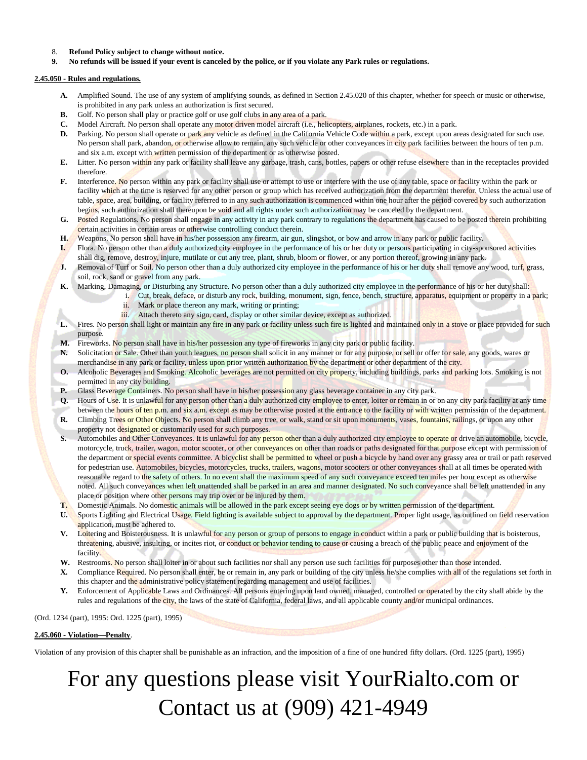8. **Refund Policy subject to change without notice.**
9. **No refunds will be issued if your event is canceled by the police, or if you violate any Park rules or regulations.**

**2.45.050 - Rules and regulations.**

- **A.** Amplified Sound. The use of any system of amplifying sounds, as defined in Section 2.45.020 of this chapter, whether for speech or music or otherwise, is prohibited in any park unless an authorization is first secured.
- **B.** Golf. No person shall play or practice golf or use golf clubs in any area of a park.
- **C.** Model Aircraft. No person shall operate any motor driven model aircraft (i.e., helicopters, airplanes, rockets, etc.) in a park.
- **D.** Parking. No person shall operate or park any vehicle as defined in the California Vehicle Code within a park, except upon areas designated for such use. No person shall park, abandon, or otherwise allow to remain, any such vehicle or other conveyances in city park facilities between the hours of ten p.m. and six a.m. except with written permission of the department or as otherwise posted.
- **E.** Litter. No person within any park or facility shall leave any garbage, trash, cans, bottles, papers or other refuse elsewhere than in the receptacles provided therefore.
- **F.** Interference. No person within any park or facility shall use or attempt to use or interfere with the use of any table, space or facility within the park or facility which at the time is reserved for any other person or group which has received authorization from the department therefor. Unless the actual use of table, space, area, building, or facility referred to in any such authorization is commenced within one hour after the period covered by such authorization begins, such authorization shall thereupon be void and all rights under such authorization may be canceled by the department.
- **G.** Posted Regulations. No person shall engage in any activity in any park contrary to regulations the department has caused to be posted therein prohibiting certain activities in certain areas or otherwise controlling conduct therein.
- **H.** Weapons. No person shall have in his/her possession any firearm, air gun, slingshot, or bow and arrow in any park or public facility.
- **I.** Flora. No person other than a duly authorized city employee in the performance of his or her duty or persons participating in city-sponsored activities shall dig, remove, destroy, injure, mutilate or cut any tree, plant, shrub, bloom or flower, or any portion thereof, growing in any park.
- **J.** Removal of Turf or Soil. No person other than a duly authorized city employee in the performance of his or her duty shall remove any wood, turf, grass, soil, rock, sand or gravel from any park.
- **K.** Marking, Damaging, or Disturbing any Structure. No person other than a duly authorized city employee in the performance of his or her duty shall:
  - i. Cut, break, deface, or disturb any rock, building, monument, sign, fence, bench, structure, apparatus, equipment or property in a park;
  - ii. Mark or place thereon any mark, writing or printing;
  - iii. Attach thereto any sign, card, display or other similar device, except as authorized.
- **L.** Fires. No person shall light or maintain any fire in any park or facility unless such fire is lighted and maintained only in a stove or place provided for such purpose.
- **M.** Fireworks. No person shall have in his/her possession any type of fireworks in any city park or public facility.
- **N.** Solicitation or Sale. Other than youth leagues, no person shall solicit in any manner or for any purpose, or sell or offer for sale, any goods, wares or merchandise in any park or facility, unless upon prior written authorization by the department or other department of the city.
- **O.** Alcoholic Beverages and Smoking. Alcoholic beverages are not permitted on city property, including buildings, parks and parking lots. Smoking is not permitted in any city building.
- **P.** Glass Beverage Containers. No person shall have in his/her possession any glass beverage container in any city park.
- **Q.** Hours of Use. It is unlawful for any person other than a duly authorized city employee to enter, loiter or remain in or on any city park facility at any time between the hours of ten p.m. and six a.m. except as may be otherwise posted at the entrance to the facility or with written permission of the department.
- **R.** Climbing Trees or Other Objects. No person shall climb any tree, or walk, stand or sit upon monuments, vases, fountains, railings, or upon any other property not designated or customarily used for such purposes.
- **S.** Automobiles and Other Conveyances. It is unlawful for any person other than a duly authorized city employee to operate or drive an automobile, bicycle, motorcycle, truck, trailer, wagon, motor scooter, or other conveyances on other than roads or paths designated for that purpose except with permission of the department or special events committee. A bicyclist shall be permitted to wheel or push a bicycle by hand over any grassy area or trail or path reserved for pedestrian use. Automobiles, bicycles, motorcycles, trucks, trailers, wagons, motor scooters or other conveyances shall at all times be operated with reasonable regard to the safety of others. In no event shall the maximum speed of any such conveyance exceed ten miles per hour except as otherwise noted. All such conveyances when left unattended shall be parked in an area and manner designated. No such conveyance shall be left unattended in any place or position where other persons may trip over or be injured by them.
- **T.** Domestic Animals. No domestic animals will be allowed in the park except seeing eye dogs or by written permission of the department.
- **U.** Sports Lighting and Electrical Usage. Field lighting is available subject to approval by the department. Proper light usage, as outlined on field reservation application, must be adhered to.
- **V.** Loitering and Boisterousness. It is unlawful for any person or group of persons to engage in conduct within a park or public building that is boisterous, threatening, abusive, insulting, or incites riot, or conduct or behavior tending to cause or causing a breach of the public peace and enjoyment of the facility.
- **W.** Restrooms. No person shall loiter in or about such facilities nor shall any person use such facilities for purposes other than those intended.
- **X.** Compliance Required. No person shall enter, be or remain in, any park or building of the city unless he/she complies with all of the regulations set forth in this chapter and the administrative policy statement regarding management and use of facilities.
- **Y.** Enforcement of Applicable Laws and Ordinances. All persons entering upon land owned, managed, controlled or operated by the city shall abide by the rules and regulations of the city, the laws of the state of California, federal laws, and all applicable county and/or municipal ordinances.

(Ord. 1234 (part), 1995: Ord. 1225 (part), 1995)

**2.45.060 - Violation—Penalty.**

Violation of any provision of this chapter shall be punishable as an infraction, and the imposition of a fine of one hundred fifty dollars. (Ord. 1225 (part), 1995)

# For any questions please visit YourRialto.com or Contact us at (909) 421-4949